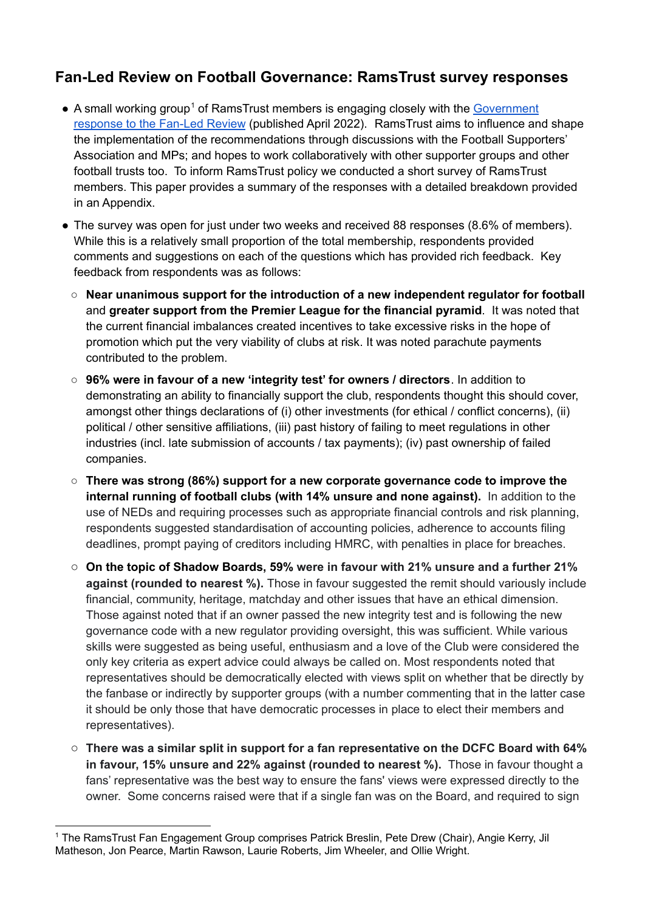## Fan-Led Review on Football Governance: RamsTrust survey responses

- A small working group[1] of RamsTrust members is engaging closely with the [Government response to the Fan-Led Review](Government response to the Fan-Led Review) (published April 2022). RamsTrust aims to influence and shape the implementation of the recommendations through discussions with the Football Supporters' Association and MPs; and hopes to work collaboratively with other supporter groups and other football trusts too. To inform RamsTrust policy we conducted a short survey of RamsTrust members. This paper provides a summary of the responses with a detailed breakdown provided in an Appendix.
- The survey was open for just under two weeks and received 88 responses (8.6% of members). While this is a relatively small proportion of the total membership, respondents provided comments and suggestions on each of the questions which has provided rich feedback. Key feedback from respondents was as follows:
  - **Near unanimous support for the introduction of a new independent regulator for football** and **greater support from the Premier League for the financial pyramid**. It was noted that the current financial imbalances created incentives to take excessive risks in the hope of promotion which put the very viability of clubs at risk. It was noted parachute payments contributed to the problem.
  - **96% were in favour of a new 'integrity test' for owners / directors**. In addition to demonstrating an ability to financially support the club, respondents thought this should cover, amongst other things declarations of (i) other investments (for ethical / conflict concerns), (ii) political / other sensitive affiliations, (iii) past history of failing to meet regulations in other industries (incl. late submission of accounts / tax payments); (iv) past ownership of failed companies.
  - **There was strong (86%) support for a new corporate governance code to improve the internal running of football clubs (with 14% unsure and none against).** In addition to the use of NEDs and requiring processes such as appropriate financial controls and risk planning, respondents suggested standardisation of accounting policies, adherence to accounts filing deadlines, prompt paying of creditors including HMRC, with penalties in place for breaches.
  - **On the topic of Shadow Boards, 59% were in favour with 21% unsure and a further 21% against (rounded to nearest %).** Those in favour suggested the remit should variously include financial, community, heritage, matchday and other issues that have an ethical dimension. Those against noted that if an owner passed the new integrity test and is following the new governance code with a new regulator providing oversight, this was sufficient. While various skills were suggested as being useful, enthusiasm and a love of the Club were considered the only key criteria as expert advice could always be called on. Most respondents noted that representatives should be democratically elected with views split on whether that be directly by the fanbase or indirectly by supporter groups (with a number commenting that in the latter case it should be only those that have democratic processes in place to elect their members and representatives).
  - **There was a similar split in support for a fan representative on the DCFC Board with 64% in favour, 15% unsure and 22% against (rounded to nearest %).** Those in favour thought a fans' representative was the best way to ensure the fans' views were expressed directly to the owner. Some concerns raised were that if a single fan was on the Board, and required to sign

[1] The RamsTrust Fan Engagement Group comprises Patrick Breslin, Pete Drew (Chair), Angie Kerry, Jil Matheson, Jon Pearce, Martin Rawson, Laurie Roberts, Jim Wheeler, and Ollie Wright.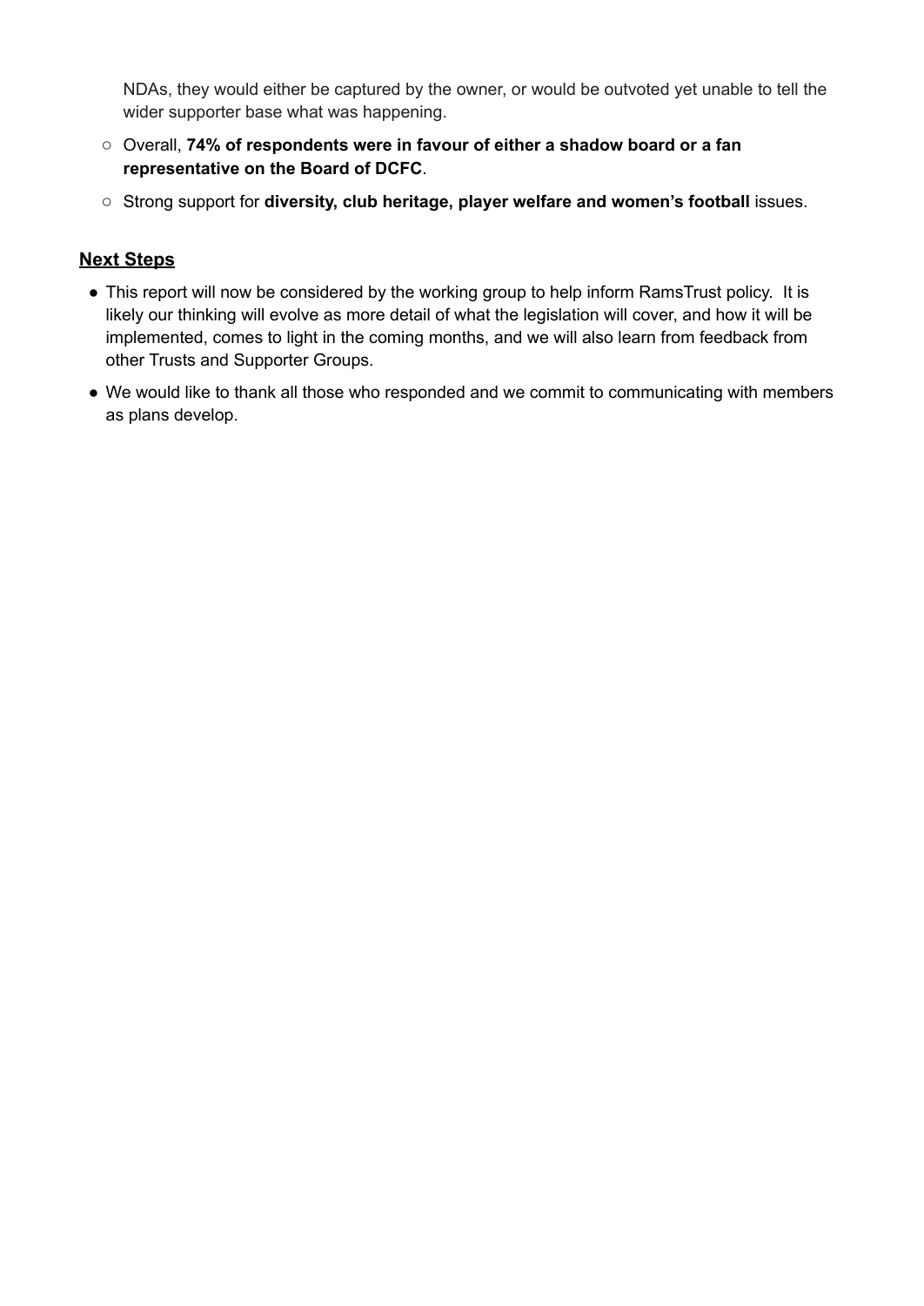NDAs, they would either be captured by the owner, or would be outvoted yet unable to tell the wider supporter base what was happening.

   - Overall, **74% of respondents were in favour of either a shadow board or a fan representative on the Board of DCFC**.
   - Strong support for **diversity, club heritage, player welfare and women's football** issues.

## Next Steps

- This report will now be considered by the working group to help inform RamsTrust policy. It is likely our thinking will evolve as more detail of what the legislation will cover, and how it will be implemented, comes to light in the coming months, and we will also learn from feedback from other Trusts and Supporter Groups.
- We would like to thank all those who responded and we commit to communicating with members as plans develop.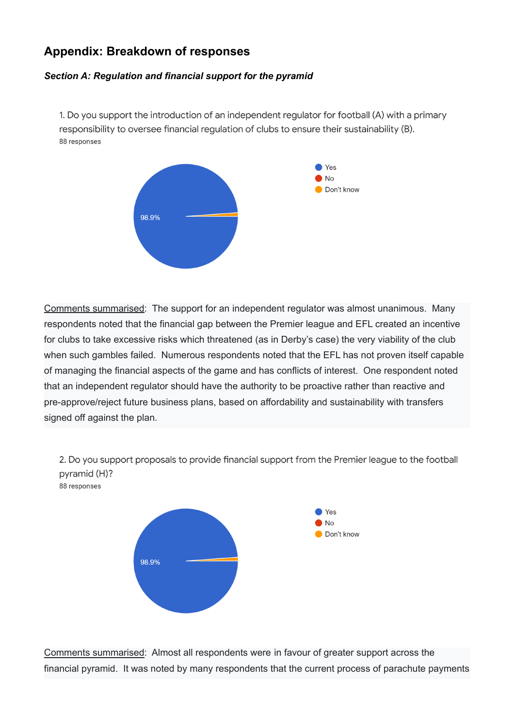## Appendix: Breakdown of responses

### *Section A: Regulation and financial support for the pyramid*

1. Do you support the introduction of an independent regulator for football (A) with a primary responsibility to oversee financial regulation of clubs to ensure their sustainability (B).

88 responses

- Yes: 98.9%
- No
- Don't know

Comments summarised: The support for an independent regulator was almost unanimous. Many respondents noted that the financial gap between the Premier league and EFL created an incentive for clubs to take excessive risks which threatened (as in Derby's case) the very viability of the club when such gambles failed. Numerous respondents noted that the EFL has not proven itself capable of managing the financial aspects of the game and has conflicts of interest. One respondent noted that an independent regulator should have the authority to be proactive rather than reactive and pre-approve/reject future business plans, based on affordability and sustainability with transfers signed off against the plan.

2. Do you support proposals to provide financial support from the Premier league to the football pyramid (H)?

88 responses

- Yes: 98.9%
- No
- Don't know

Comments summarised: Almost all respondents were in favour of greater support across the financial pyramid. It was noted by many respondents that the current process of parachute payments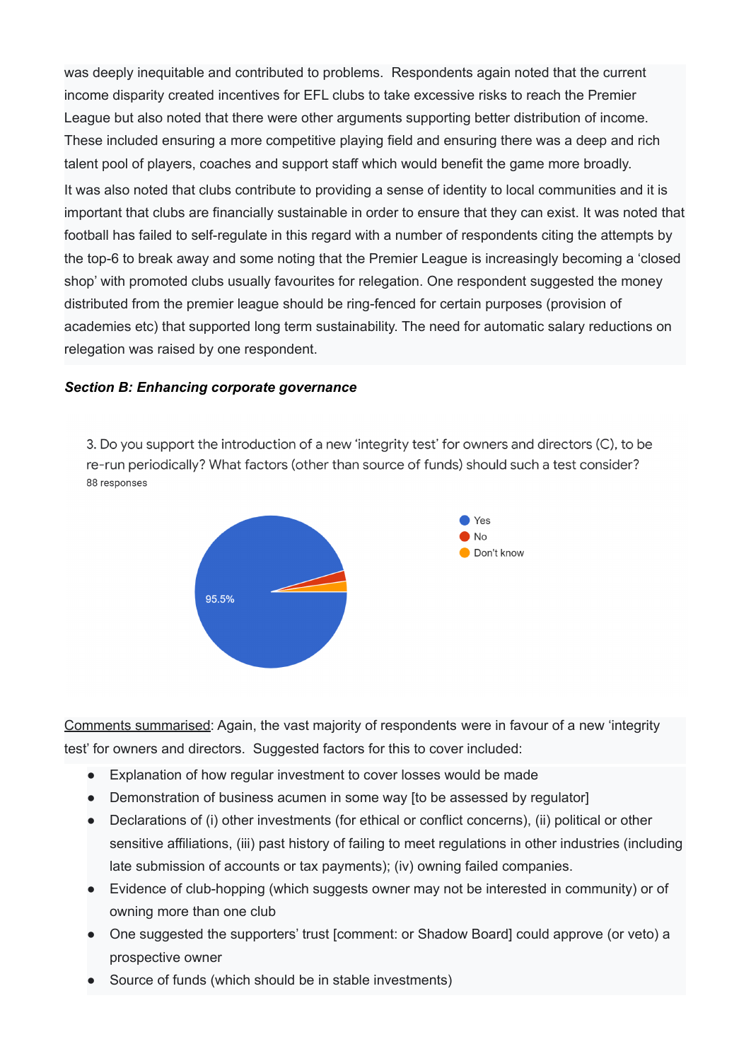was deeply inequitable and contributed to problems. Respondents again noted that the current income disparity created incentives for EFL clubs to take excessive risks to reach the Premier League but also noted that there were other arguments supporting better distribution of income. These included ensuring a more competitive playing field and ensuring there was a deep and rich talent pool of players, coaches and support staff which would benefit the game more broadly.

It was also noted that clubs contribute to providing a sense of identity to local communities and it is important that clubs are financially sustainable in order to ensure that they can exist. It was noted that football has failed to self-regulate in this regard with a number of respondents citing the attempts by the top-6 to break away and some noting that the Premier League is increasingly becoming a 'closed shop' with promoted clubs usually favourites for relegation. One respondent suggested the money distributed from the premier league should be ring-fenced for certain purposes (provision of academies etc) that supported long term sustainability. The need for automatic salary reductions on relegation was raised by one respondent.

***Section B: Enhancing corporate governance***

3. Do you support the introduction of a new 'integrity test' for owners and directors (C), to be re-run periodically? What factors (other than source of funds) should such a test consider?

88 responses

- Yes: 95.5%
- No
- Don't know

Comments summarised: Again, the vast majority of respondents were in favour of a new 'integrity test' for owners and directors. Suggested factors for this to cover included:

- Explanation of how regular investment to cover losses would be made
- Demonstration of business acumen in some way [to be assessed by regulator]
- Declarations of (i) other investments (for ethical or conflict concerns), (ii) political or other sensitive affiliations, (iii) past history of failing to meet regulations in other industries (including late submission of accounts or tax payments); (iv) owning failed companies.
- Evidence of club-hopping (which suggests owner may not be interested in community) or of owning more than one club
- One suggested the supporters' trust [comment: or Shadow Board] could approve (or veto) a prospective owner
- Source of funds (which should be in stable investments)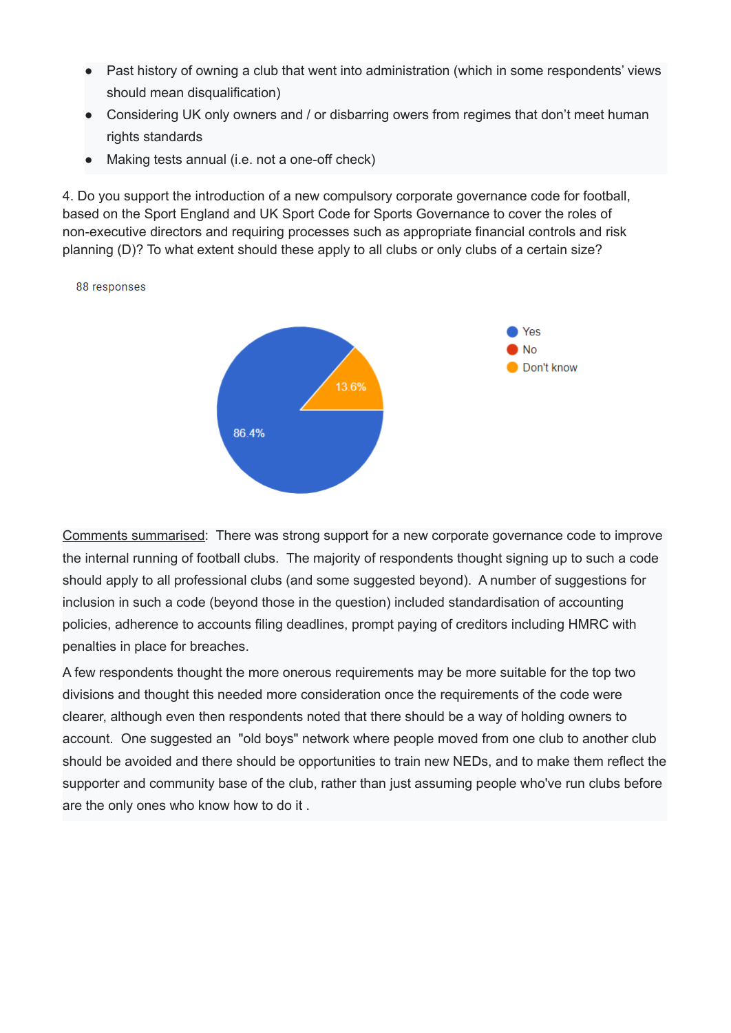- Past history of owning a club that went into administration (which in some respondents' views should mean disqualification)
- Considering UK only owners and / or disbarring owers from regimes that don't meet human rights standards
- Making tests annual (i.e. not a one-off check)

4. Do you support the introduction of a new compulsory corporate governance code for football, based on the Sport England and UK Sport Code for Sports Governance to cover the roles of non-executive directors and requiring processes such as appropriate financial controls and risk planning (D)? To what extent should these apply to all clubs or only clubs of a certain size?

88 responses

| Response | Percentage |
|---|---|
| Yes | 86.4% |
| No | |
| Don't know | 13.6% |

Comments summarised: There was strong support for a new corporate governance code to improve the internal running of football clubs. The majority of respondents thought signing up to such a code should apply to all professional clubs (and some suggested beyond). A number of suggestions for inclusion in such a code (beyond those in the question) included standardisation of accounting policies, adherence to accounts filing deadlines, prompt paying of creditors including HMRC with penalties in place for breaches.

A few respondents thought the more onerous requirements may be more suitable for the top two divisions and thought this needed more consideration once the requirements of the code were clearer, although even then respondents noted that there should be a way of holding owners to account. One suggested an "old boys" network where people moved from one club to another club should be avoided and there should be opportunities to train new NEDs, and to make them reflect the supporter and community base of the club, rather than just assuming people who've run clubs before are the only ones who know how to do it .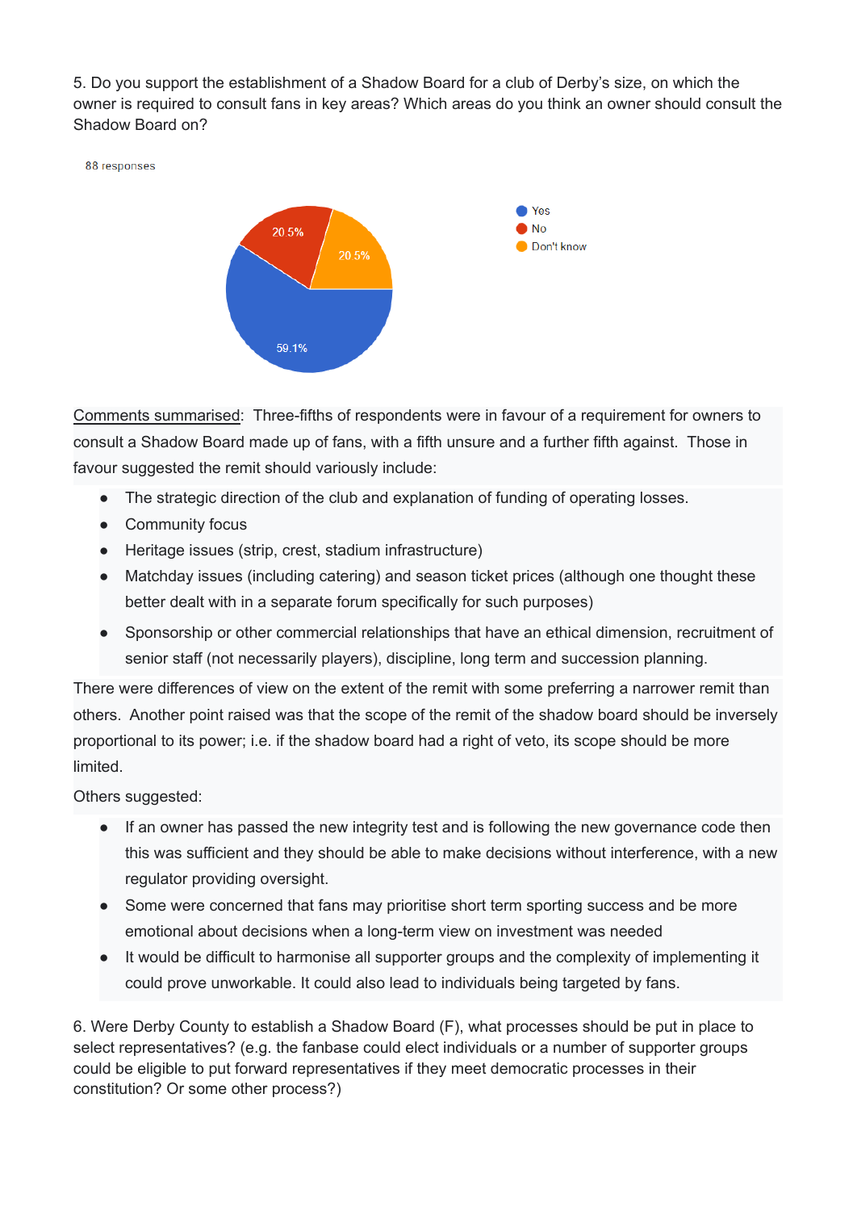5. Do you support the establishment of a Shadow Board for a club of Derby's size, on which the owner is required to consult fans in key areas? Which areas do you think an owner should consult the Shadow Board on?

88 responses

| Response | Percentage |
| --- | --- |
| Yes | 59.1% |
| No | 20.5% |
| Don't know | 20.5% |

Comments summarised: Three-fifths of respondents were in favour of a requirement for owners to consult a Shadow Board made up of fans, with a fifth unsure and a further fifth against. Those in favour suggested the remit should variously include:

- The strategic direction of the club and explanation of funding of operating losses.
- Community focus
- Heritage issues (strip, crest, stadium infrastructure)
- Matchday issues (including catering) and season ticket prices (although one thought these better dealt with in a separate forum specifically for such purposes)
- Sponsorship or other commercial relationships that have an ethical dimension, recruitment of senior staff (not necessarily players), discipline, long term and succession planning.

There were differences of view on the extent of the remit with some preferring a narrower remit than others. Another point raised was that the scope of the remit of the shadow board should be inversely proportional to its power; i.e. if the shadow board had a right of veto, its scope should be more limited.

Others suggested:

- If an owner has passed the new integrity test and is following the new governance code then this was sufficient and they should be able to make decisions without interference, with a new regulator providing oversight.
- Some were concerned that fans may prioritise short term sporting success and be more emotional about decisions when a long-term view on investment was needed
- It would be difficult to harmonise all supporter groups and the complexity of implementing it could prove unworkable. It could also lead to individuals being targeted by fans.

6. Were Derby County to establish a Shadow Board (F), what processes should be put in place to select representatives? (e.g. the fanbase could elect individuals or a number of supporter groups could be eligible to put forward representatives if they meet democratic processes in their constitution? Or some other process?)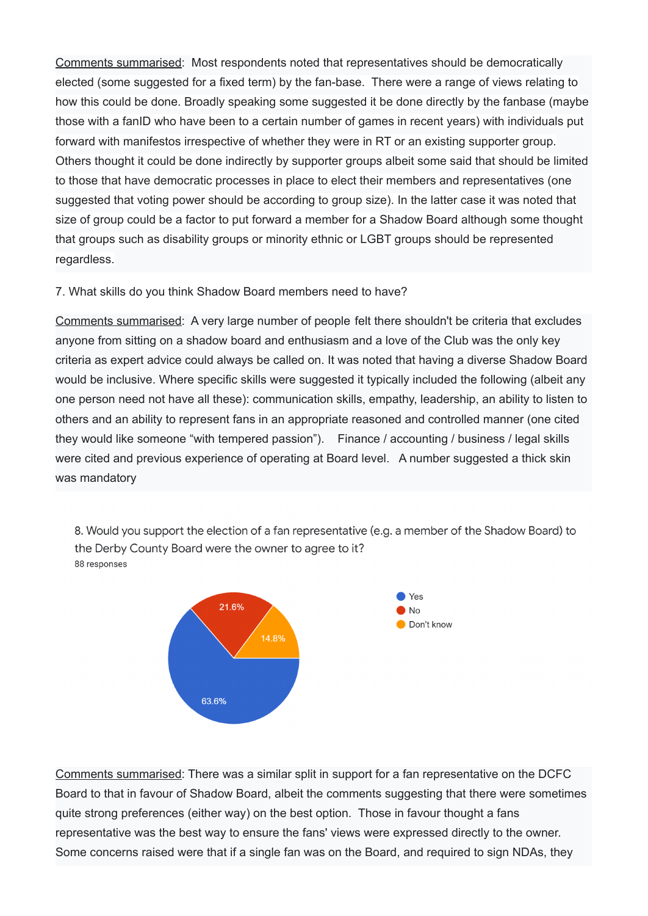Comments summarised: Most respondents noted that representatives should be democratically elected (some suggested for a fixed term) by the fan-base. There were a range of views relating to how this could be done. Broadly speaking some suggested it be done directly by the fanbase (maybe those with a fanID who have been to a certain number of games in recent years) with individuals put forward with manifestos irrespective of whether they were in RT or an existing supporter group. Others thought it could be done indirectly by supporter groups albeit some said that should be limited to those that have democratic processes in place to elect their members and representatives (one suggested that voting power should be according to group size). In the latter case it was noted that size of group could be a factor to put forward a member for a Shadow Board although some thought that groups such as disability groups or minority ethnic or LGBT groups should be represented regardless.

7. What skills do you think Shadow Board members need to have?

Comments summarised: A very large number of people felt there shouldn't be criteria that excludes anyone from sitting on a shadow board and enthusiasm and a love of the Club was the only key criteria as expert advice could always be called on. It was noted that having a diverse Shadow Board would be inclusive. Where specific skills were suggested it typically included the following (albeit any one person need not have all these): communication skills, empathy, leadership, an ability to listen to others and an ability to represent fans in an appropriate reasoned and controlled manner (one cited they would like someone "with tempered passion"). Finance / accounting / business / legal skills were cited and previous experience of operating at Board level. A number suggested a thick skin was mandatory

8. Would you support the election of a fan representative (e.g. a member of the Shadow Board) to the Derby County Board were the owner to agree to it?
88 responses

| Response | Percentage |
| --- | --- |
| Yes | 63.6% |
| No | 21.6% |
| Don't know | 14.8% |

Comments summarised: There was a similar split in support for a fan representative on the DCFC Board to that in favour of Shadow Board, albeit the comments suggesting that there were sometimes quite strong preferences (either way) on the best option. Those in favour thought a fans representative was the best way to ensure the fans' views were expressed directly to the owner. Some concerns raised were that if a single fan was on the Board, and required to sign NDAs, they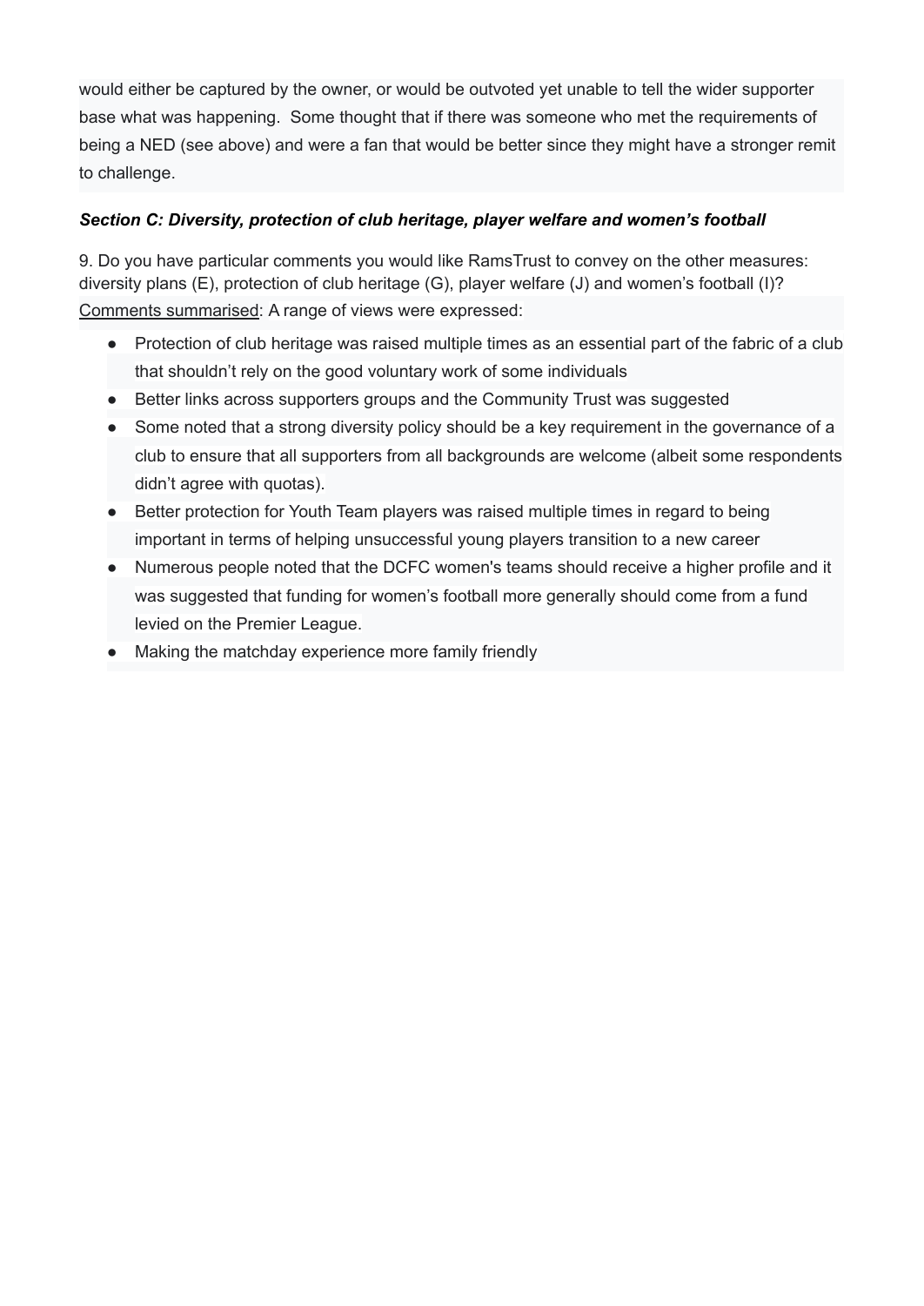would either be captured by the owner, or would be outvoted yet unable to tell the wider supporter base what was happening. Some thought that if there was someone who met the requirements of being a NED (see above) and were a fan that would be better since they might have a stronger remit to challenge.

***Section C: Diversity, protection of club heritage, player welfare and women's football***

9. Do you have particular comments you would like RamsTrust to convey on the other measures: diversity plans (E), protection of club heritage (G), player welfare (J) and women's football (I)?
Comments summarised: A range of views were expressed:

- Protection of club heritage was raised multiple times as an essential part of the fabric of a club that shouldn't rely on the good voluntary work of some individuals
- Better links across supporters groups and the Community Trust was suggested
- Some noted that a strong diversity policy should be a key requirement in the governance of a club to ensure that all supporters from all backgrounds are welcome (albeit some respondents didn't agree with quotas).
- Better protection for Youth Team players was raised multiple times in regard to being important in terms of helping unsuccessful young players transition to a new career
- Numerous people noted that the DCFC women's teams should receive a higher profile and it was suggested that funding for women's football more generally should come from a fund levied on the Premier League.
- Making the matchday experience more family friendly